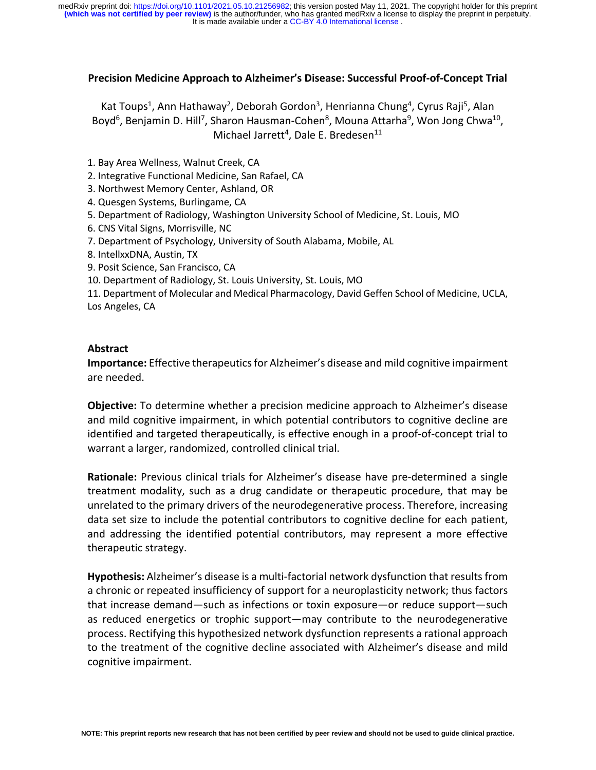**Precision Medicine Approach to Alzheimer's Disease: Successful Proof-of-Concept Trial**

Kat Toups[1], Ann Hathaway[2], Deborah Gordon[3], Henrianna Chung[4], Cyrus Raji[5], Alan Boyd[6], Benjamin D. Hill[7], Sharon Hausman-Cohen[8], Mouna Attarha[9], Won Jong Chwa[10], Michael Jarrett[4], Dale E. Bredesen[11]

1. Bay Area Wellness, Walnut Creek, CA
2. Integrative Functional Medicine, San Rafael, CA
3. Northwest Memory Center, Ashland, OR
4. Quesgen Systems, Burlingame, CA
5. Department of Radiology, Washington University School of Medicine, St. Louis, MO
6. CNS Vital Signs, Morrisville, NC
7. Department of Psychology, University of South Alabama, Mobile, AL
8. IntellxxDNA, Austin, TX
9. Posit Science, San Francisco, CA
10. Department of Radiology, St. Louis University, St. Louis, MO
11. Department of Molecular and Medical Pharmacology, David Geffen School of Medicine, UCLA, Los Angeles, CA

**Abstract**

**Importance:** Effective therapeutics for Alzheimer's disease and mild cognitive impairment are needed.

**Objective:** To determine whether a precision medicine approach to Alzheimer's disease and mild cognitive impairment, in which potential contributors to cognitive decline are identified and targeted therapeutically, is effective enough in a proof-of-concept trial to warrant a larger, randomized, controlled clinical trial.

**Rationale:** Previous clinical trials for Alzheimer's disease have pre-determined a single treatment modality, such as a drug candidate or therapeutic procedure, that may be unrelated to the primary drivers of the neurodegenerative process. Therefore, increasing data set size to include the potential contributors to cognitive decline for each patient, and addressing the identified potential contributors, may represent a more effective therapeutic strategy.

**Hypothesis:** Alzheimer's disease is a multi-factorial network dysfunction that results from a chronic or repeated insufficiency of support for a neuroplasticity network; thus factors that increase demand—such as infections or toxin exposure—or reduce support—such as reduced energetics or trophic support—may contribute to the neurodegenerative process. Rectifying this hypothesized network dysfunction represents a rational approach to the treatment of the cognitive decline associated with Alzheimer's disease and mild cognitive impairment.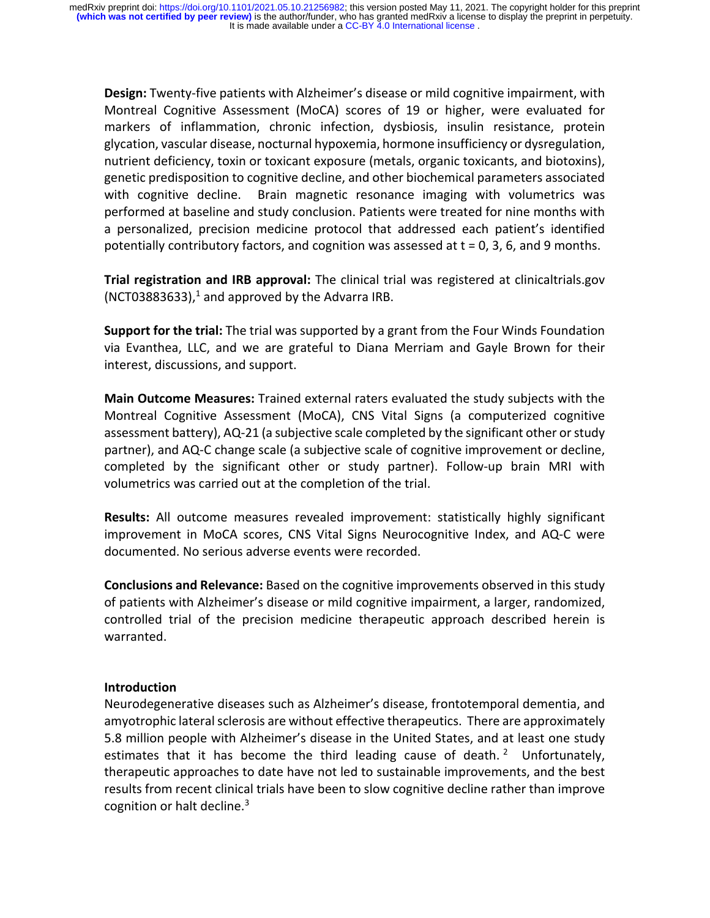**Design:** Twenty-five patients with Alzheimer's disease or mild cognitive impairment, with Montreal Cognitive Assessment (MoCA) scores of 19 or higher, were evaluated for markers of inflammation, chronic infection, dysbiosis, insulin resistance, protein glycation, vascular disease, nocturnal hypoxemia, hormone insufficiency or dysregulation, nutrient deficiency, toxin or toxicant exposure (metals, organic toxicants, and biotoxins), genetic predisposition to cognitive decline, and other biochemical parameters associated with cognitive decline. Brain magnetic resonance imaging with volumetrics was performed at baseline and study conclusion. Patients were treated for nine months with a personalized, precision medicine protocol that addressed each patient's identified potentially contributory factors, and cognition was assessed at t = 0, 3, 6, and 9 months.

**Trial registration and IRB approval:** The clinical trial was registered at clinicaltrials.gov (NCT03883633),[1] and approved by the Advarra IRB.

**Support for the trial:** The trial was supported by a grant from the Four Winds Foundation via Evanthea, LLC, and we are grateful to Diana Merriam and Gayle Brown for their interest, discussions, and support.

**Main Outcome Measures:** Trained external raters evaluated the study subjects with the Montreal Cognitive Assessment (MoCA), CNS Vital Signs (a computerized cognitive assessment battery), AQ-21 (a subjective scale completed by the significant other or study partner), and AQ-C change scale (a subjective scale of cognitive improvement or decline, completed by the significant other or study partner). Follow-up brain MRI with volumetrics was carried out at the completion of the trial.

**Results:** All outcome measures revealed improvement: statistically highly significant improvement in MoCA scores, CNS Vital Signs Neurocognitive Index, and AQ-C were documented. No serious adverse events were recorded.

**Conclusions and Relevance:** Based on the cognitive improvements observed in this study of patients with Alzheimer's disease or mild cognitive impairment, a larger, randomized, controlled trial of the precision medicine therapeutic approach described herein is warranted.

## Introduction

Neurodegenerative diseases such as Alzheimer's disease, frontotemporal dementia, and amyotrophic lateral sclerosis are without effective therapeutics. There are approximately 5.8 million people with Alzheimer's disease in the United States, and at least one study estimates that it has become the third leading cause of death.[2] Unfortunately, therapeutic approaches to date have not led to sustainable improvements, and the best results from recent clinical trials have been to slow cognitive decline rather than improve cognition or halt decline.[3]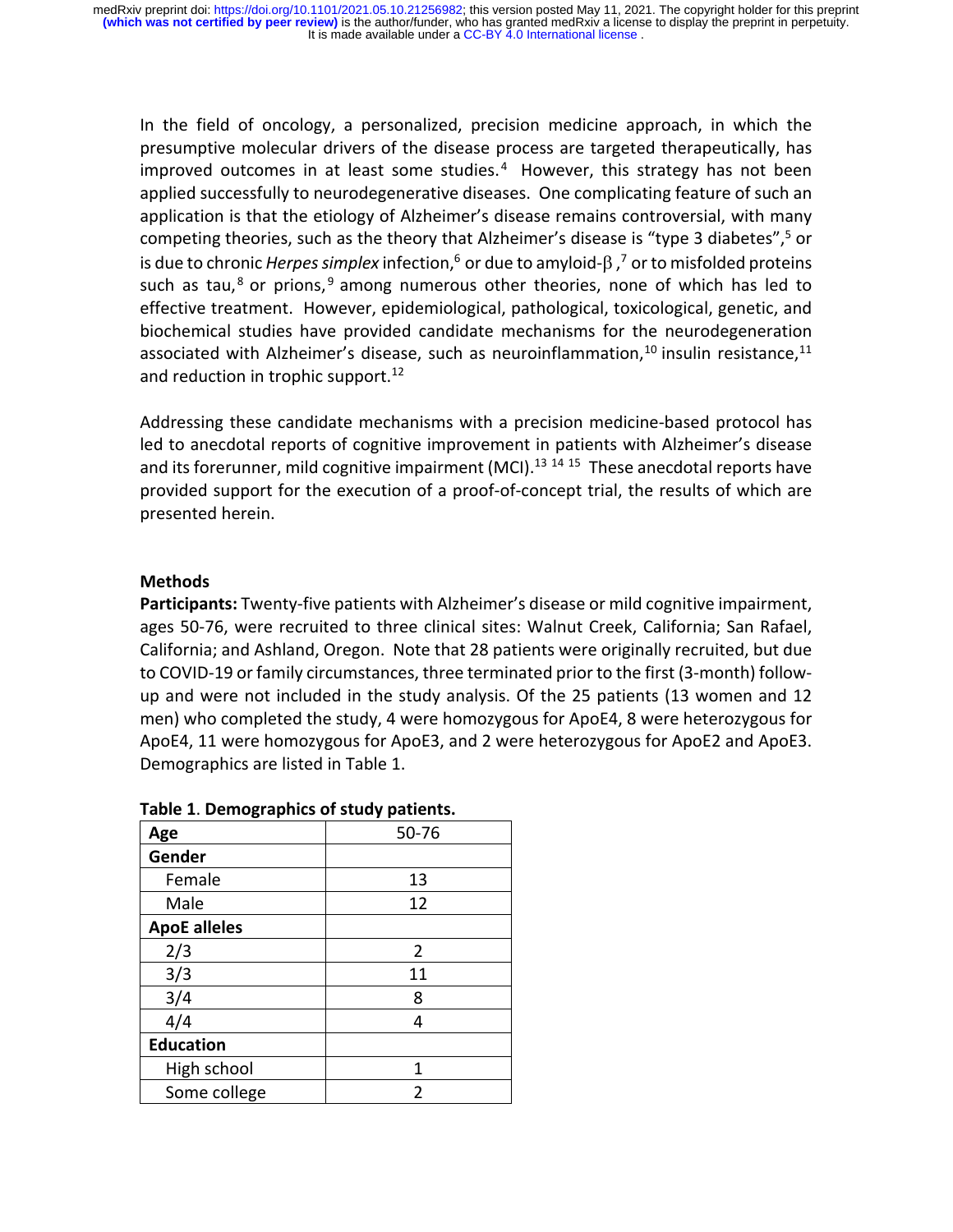In the field of oncology, a personalized, precision medicine approach, in which the presumptive molecular drivers of the disease process are targeted therapeutically, has improved outcomes in at least some studies.[4] However, this strategy has not been applied successfully to neurodegenerative diseases. One complicating feature of such an application is that the etiology of Alzheimer's disease remains controversial, with many competing theories, such as the theory that Alzheimer's disease is "type 3 diabetes",[5] or is due to chronic *Herpes simplex* infection,[6] or due to amyloid-β,[7] or to misfolded proteins such as tau,[8] or prions,[9] among numerous other theories, none of which has led to effective treatment. However, epidemiological, pathological, toxicological, genetic, and biochemical studies have provided candidate mechanisms for the neurodegeneration associated with Alzheimer's disease, such as neuroinflammation,[10] insulin resistance,[11] and reduction in trophic support.[12]

Addressing these candidate mechanisms with a precision medicine-based protocol has led to anecdotal reports of cognitive improvement in patients with Alzheimer's disease and its forerunner, mild cognitive impairment (MCI).[13] [14] [15] These anecdotal reports have provided support for the execution of a proof-of-concept trial, the results of which are presented herein.

## Methods

**Participants:** Twenty-five patients with Alzheimer's disease or mild cognitive impairment, ages 50-76, were recruited to three clinical sites: Walnut Creek, California; San Rafael, California; and Ashland, Oregon. Note that 28 patients were originally recruited, but due to COVID-19 or family circumstances, three terminated prior to the first (3-month) follow-up and were not included in the study analysis. Of the 25 patients (13 women and 12 men) who completed the study, 4 were homozygous for ApoE4, 8 were heterozygous for ApoE4, 11 were homozygous for ApoE3, and 2 were heterozygous for ApoE2 and ApoE3. Demographics are listed in Table 1.

**Table 1. Demographics of study patients.**

| **Age** | 50-76 |
|---|---|
| **Gender** | |
| Female | 13 |
| Male | 12 |
| **ApoE alleles** | |
| 2/3 | 2 |
| 3/3 | 11 |
| 3/4 | 8 |
| 4/4 | 4 |
| **Education** | |
| High school | 1 |
| Some college | 2 |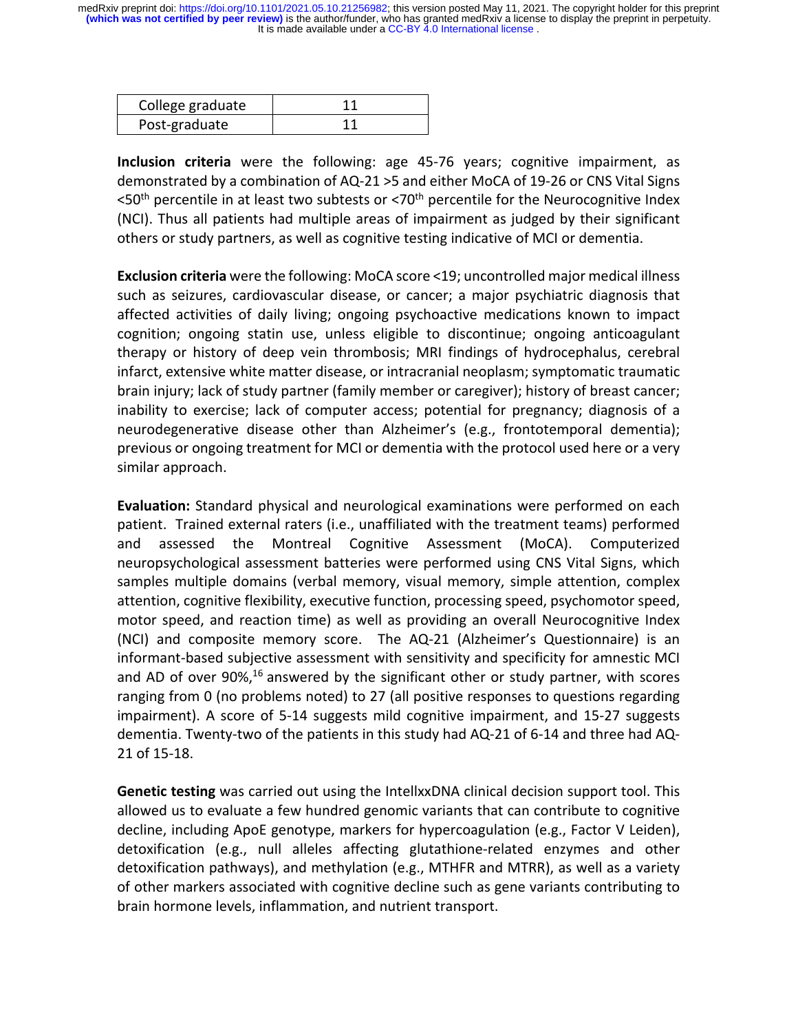| College graduate | 11 |
|---|---|
| Post-graduate | 11 |

**Inclusion criteria** were the following: age 45-76 years; cognitive impairment, as demonstrated by a combination of AQ-21 >5 and either MoCA of 19-26 or CNS Vital Signs <50$^{th}$ percentile in at least two subtests or <70$^{th}$ percentile for the Neurocognitive Index (NCI). Thus all patients had multiple areas of impairment as judged by their significant others or study partners, as well as cognitive testing indicative of MCI or dementia.

**Exclusion criteria** were the following: MoCA score <19; uncontrolled major medical illness such as seizures, cardiovascular disease, or cancer; a major psychiatric diagnosis that affected activities of daily living; ongoing psychoactive medications known to impact cognition; ongoing statin use, unless eligible to discontinue; ongoing anticoagulant therapy or history of deep vein thrombosis; MRI findings of hydrocephalus, cerebral infarct, extensive white matter disease, or intracranial neoplasm; symptomatic traumatic brain injury; lack of study partner (family member or caregiver); history of breast cancer; inability to exercise; lack of computer access; potential for pregnancy; diagnosis of a neurodegenerative disease other than Alzheimer's (e.g., frontotemporal dementia); previous or ongoing treatment for MCI or dementia with the protocol used here or a very similar approach.

**Evaluation:** Standard physical and neurological examinations were performed on each patient. Trained external raters (i.e., unaffiliated with the treatment teams) performed and assessed the Montreal Cognitive Assessment (MoCA). Computerized neuropsychological assessment batteries were performed using CNS Vital Signs, which samples multiple domains (verbal memory, visual memory, simple attention, complex attention, cognitive flexibility, executive function, processing speed, psychomotor speed, motor speed, and reaction time) as well as providing an overall Neurocognitive Index (NCI) and composite memory score. The AQ-21 (Alzheimer's Questionnaire) is an informant-based subjective assessment with sensitivity and specificity for amnestic MCI and AD of over 90%,[16] answered by the significant other or study partner, with scores ranging from 0 (no problems noted) to 27 (all positive responses to questions regarding impairment). A score of 5-14 suggests mild cognitive impairment, and 15-27 suggests dementia. Twenty-two of the patients in this study had AQ-21 of 6-14 and three had AQ-21 of 15-18.

**Genetic testing** was carried out using the IntellxxDNA clinical decision support tool. This allowed us to evaluate a few hundred genomic variants that can contribute to cognitive decline, including ApoE genotype, markers for hypercoagulation (e.g., Factor V Leiden), detoxification (e.g., null alleles affecting glutathione-related enzymes and other detoxification pathways), and methylation (e.g., MTHFR and MTRR), as well as a variety of other markers associated with cognitive decline such as gene variants contributing to brain hormone levels, inflammation, and nutrient transport.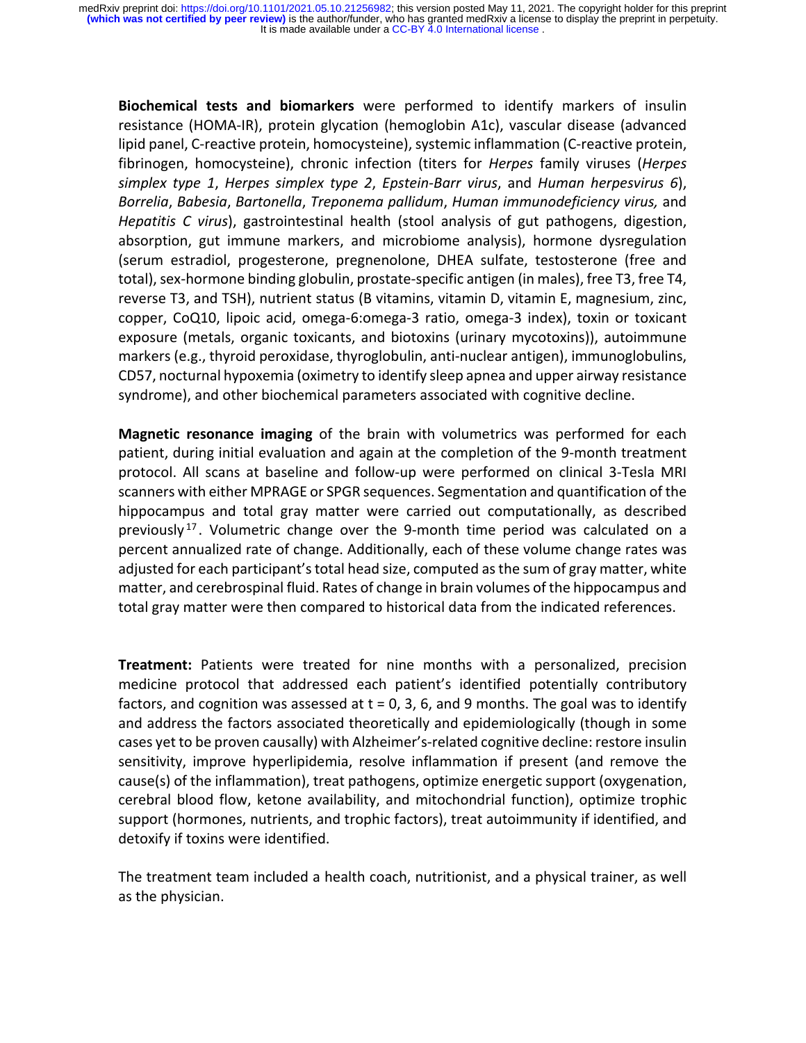**Biochemical tests and biomarkers** were performed to identify markers of insulin resistance (HOMA-IR), protein glycation (hemoglobin A1c), vascular disease (advanced lipid panel, C-reactive protein, homocysteine), systemic inflammation (C-reactive protein, fibrinogen, homocysteine), chronic infection (titers for *Herpes* family viruses (*Herpes simplex type 1*, *Herpes simplex type 2*, *Epstein-Barr virus*, and *Human herpesvirus 6*), *Borrelia*, *Babesia*, *Bartonella*, *Treponema pallidum*, *Human immunodeficiency virus,* and *Hepatitis C virus*), gastrointestinal health (stool analysis of gut pathogens, digestion, absorption, gut immune markers, and microbiome analysis), hormone dysregulation (serum estradiol, progesterone, pregnenolone, DHEA sulfate, testosterone (free and total), sex-hormone binding globulin, prostate-specific antigen (in males), free T3, free T4, reverse T3, and TSH), nutrient status (B vitamins, vitamin D, vitamin E, magnesium, zinc, copper, CoQ10, lipoic acid, omega-6:omega-3 ratio, omega-3 index), toxin or toxicant exposure (metals, organic toxicants, and biotoxins (urinary mycotoxins)), autoimmune markers (e.g., thyroid peroxidase, thyroglobulin, anti-nuclear antigen), immunoglobulins, CD57, nocturnal hypoxemia (oximetry to identify sleep apnea and upper airway resistance syndrome), and other biochemical parameters associated with cognitive decline.

**Magnetic resonance imaging** of the brain with volumetrics was performed for each patient, during initial evaluation and again at the completion of the 9-month treatment protocol. All scans at baseline and follow-up were performed on clinical 3-Tesla MRI scanners with either MPRAGE or SPGR sequences. Segmentation and quantification of the hippocampus and total gray matter were carried out computationally, as described previously[17]. Volumetric change over the 9-month time period was calculated on a percent annualized rate of change. Additionally, each of these volume change rates was adjusted for each participant's total head size, computed as the sum of gray matter, white matter, and cerebrospinal fluid. Rates of change in brain volumes of the hippocampus and total gray matter were then compared to historical data from the indicated references.

**Treatment:** Patients were treated for nine months with a personalized, precision medicine protocol that addressed each patient's identified potentially contributory factors, and cognition was assessed at t = 0, 3, 6, and 9 months. The goal was to identify and address the factors associated theoretically and epidemiologically (though in some cases yet to be proven causally) with Alzheimer's-related cognitive decline: restore insulin sensitivity, improve hyperlipidemia, resolve inflammation if present (and remove the cause(s) of the inflammation), treat pathogens, optimize energetic support (oxygenation, cerebral blood flow, ketone availability, and mitochondrial function), optimize trophic support (hormones, nutrients, and trophic factors), treat autoimmunity if identified, and detoxify if toxins were identified.

The treatment team included a health coach, nutritionist, and a physical trainer, as well as the physician.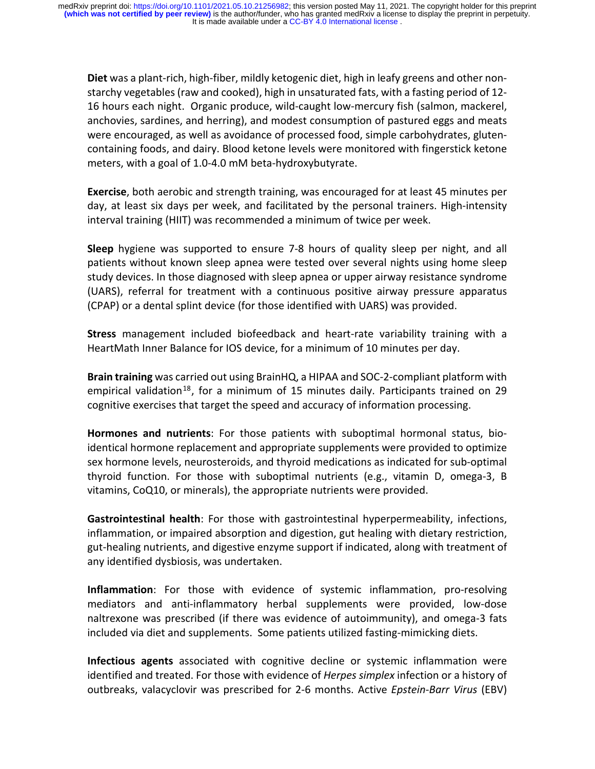**Diet** was a plant-rich, high-fiber, mildly ketogenic diet, high in leafy greens and other non-starchy vegetables (raw and cooked), high in unsaturated fats, with a fasting period of 12-16 hours each night. Organic produce, wild-caught low-mercury fish (salmon, mackerel, anchovies, sardines, and herring), and modest consumption of pastured eggs and meats were encouraged, as well as avoidance of processed food, simple carbohydrates, gluten-containing foods, and dairy. Blood ketone levels were monitored with fingerstick ketone meters, with a goal of 1.0-4.0 mM beta-hydroxybutyrate.

**Exercise**, both aerobic and strength training, was encouraged for at least 45 minutes per day, at least six days per week, and facilitated by the personal trainers. High-intensity interval training (HIIT) was recommended a minimum of twice per week.

**Sleep** hygiene was supported to ensure 7-8 hours of quality sleep per night, and all patients without known sleep apnea were tested over several nights using home sleep study devices. In those diagnosed with sleep apnea or upper airway resistance syndrome (UARS), referral for treatment with a continuous positive airway pressure apparatus (CPAP) or a dental splint device (for those identified with UARS) was provided.

**Stress** management included biofeedback and heart-rate variability training with a HeartMath Inner Balance for IOS device, for a minimum of 10 minutes per day.

**Brain training** was carried out using BrainHQ, a HIPAA and SOC-2-compliant platform with empirical validation[18], for a minimum of 15 minutes daily. Participants trained on 29 cognitive exercises that target the speed and accuracy of information processing.

**Hormones and nutrients**: For those patients with suboptimal hormonal status, bio-identical hormone replacement and appropriate supplements were provided to optimize sex hormone levels, neurosteroids, and thyroid medications as indicated for sub-optimal thyroid function. For those with suboptimal nutrients (e.g., vitamin D, omega-3, B vitamins, CoQ10, or minerals), the appropriate nutrients were provided.

**Gastrointestinal health**: For those with gastrointestinal hyperpermeability, infections, inflammation, or impaired absorption and digestion, gut healing with dietary restriction, gut-healing nutrients, and digestive enzyme support if indicated, along with treatment of any identified dysbiosis, was undertaken.

**Inflammation**: For those with evidence of systemic inflammation, pro-resolving mediators and anti-inflammatory herbal supplements were provided, low-dose naltrexone was prescribed (if there was evidence of autoimmunity), and omega-3 fats included via diet and supplements. Some patients utilized fasting-mimicking diets.

**Infectious agents** associated with cognitive decline or systemic inflammation were identified and treated. For those with evidence of *Herpes simplex* infection or a history of outbreaks, valacyclovir was prescribed for 2-6 months. Active *Epstein-Barr Virus* (EBV)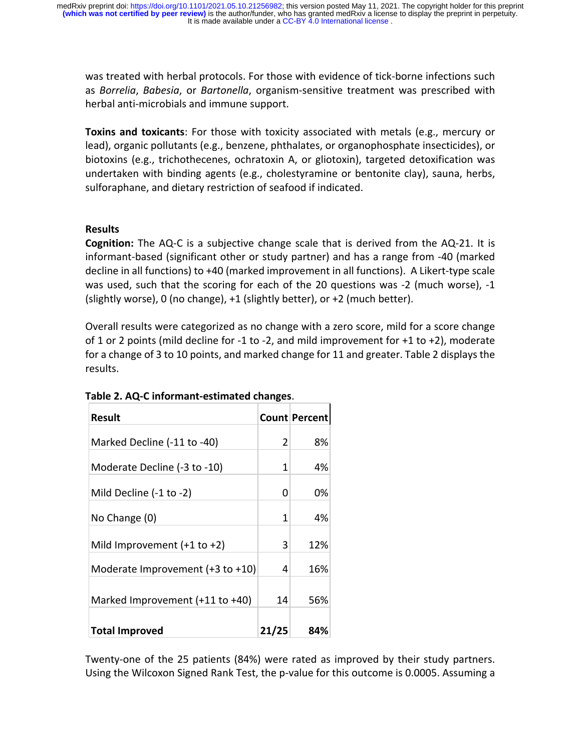was treated with herbal protocols. For those with evidence of tick-borne infections such as *Borrelia*, *Babesia*, or *Bartonella*, organism-sensitive treatment was prescribed with herbal anti-microbials and immune support.

**Toxins and toxicants**: For those with toxicity associated with metals (e.g., mercury or lead), organic pollutants (e.g., benzene, phthalates, or organophosphate insecticides), or biotoxins (e.g., trichothecenes, ochratoxin A, or gliotoxin), targeted detoxification was undertaken with binding agents (e.g., cholestyramine or bentonite clay), sauna, herbs, sulforaphane, and dietary restriction of seafood if indicated.

## Results

**Cognition:** The AQ-C is a subjective change scale that is derived from the AQ-21. It is informant-based (significant other or study partner) and has a range from -40 (marked decline in all functions) to +40 (marked improvement in all functions). A Likert-type scale was used, such that the scoring for each of the 20 questions was -2 (much worse), -1 (slightly worse), 0 (no change), +1 (slightly better), or +2 (much better).

Overall results were categorized as no change with a zero score, mild for a score change of 1 or 2 points (mild decline for -1 to -2, and mild improvement for +1 to +2), moderate for a change of 3 to 10 points, and marked change for 11 and greater. Table 2 displays the results.

**Table 2. AQ-C informant-estimated changes**.

| Result | Count | Percent |
|---|---|---|
| Marked Decline (-11 to -40) | 2 | 8% |
| Moderate Decline (-3 to -10) | 1 | 4% |
| Mild Decline (-1 to -2) | 0 | 0% |
| No Change (0) | 1 | 4% |
| Mild Improvement (+1 to +2) | 3 | 12% |
| Moderate Improvement (+3 to +10) | 4 | 16% |
| Marked Improvement (+11 to +40) | 14 | 56% |
| **Total Improved** | **21/25** | **84%** |

Twenty-one of the 25 patients (84%) were rated as improved by their study partners. Using the Wilcoxon Signed Rank Test, the p-value for this outcome is 0.0005. Assuming a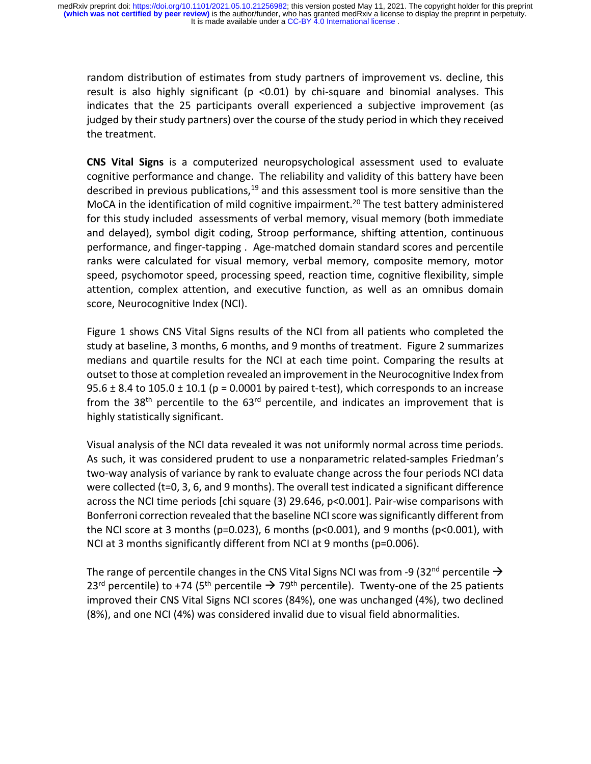random distribution of estimates from study partners of improvement vs. decline, this result is also highly significant ($p < 0.01$) by chi-square and binomial analyses. This indicates that the 25 participants overall experienced a subjective improvement (as judged by their study partners) over the course of the study period in which they received the treatment.

**CNS Vital Signs** is a computerized neuropsychological assessment used to evaluate cognitive performance and change. The reliability and validity of this battery have been described in previous publications,[19] and this assessment tool is more sensitive than the MoCA in the identification of mild cognitive impairment.[20] The test battery administered for this study included assessments of verbal memory, visual memory (both immediate and delayed), symbol digit coding, Stroop performance, shifting attention, continuous performance, and finger-tapping . Age-matched domain standard scores and percentile ranks were calculated for visual memory, verbal memory, composite memory, motor speed, psychomotor speed, processing speed, reaction time, cognitive flexibility, simple attention, complex attention, and executive function, as well as an omnibus domain score, Neurocognitive Index (NCI).

Figure 1 shows CNS Vital Signs results of the NCI from all patients who completed the study at baseline, 3 months, 6 months, and 9 months of treatment. Figure 2 summarizes medians and quartile results for the NCI at each time point. Comparing the results at outset to those at completion revealed an improvement in the Neurocognitive Index from $95.6 \pm 8.4$ to $105.0 \pm 10.1$ ($p = 0.0001$ by paired t-test), which corresponds to an increase from the 38th percentile to the 63rd percentile, and indicates an improvement that is highly statistically significant.

Visual analysis of the NCI data revealed it was not uniformly normal across time periods. As such, it was considered prudent to use a nonparametric related-samples Friedman's two-way analysis of variance by rank to evaluate change across the four periods NCI data were collected (t=0, 3, 6, and 9 months). The overall test indicated a significant difference across the NCI time periods [chi square (3) 29.646, $p < 0.001$]. Pair-wise comparisons with Bonferroni correction revealed that the baseline NCI score was significantly different from the NCI score at 3 months ($p = 0.023$), 6 months ($p < 0.001$), and 9 months ($p < 0.001$), with NCI at 3 months significantly different from NCI at 9 months ($p = 0.006$).

The range of percentile changes in the CNS Vital Signs NCI was from -9 (32nd percentile → 23rd percentile) to +74 (5th percentile → 79th percentile). Twenty-one of the 25 patients improved their CNS Vital Signs NCI scores (84%), one was unchanged (4%), two declined (8%), and one NCI (4%) was considered invalid due to visual field abnormalities.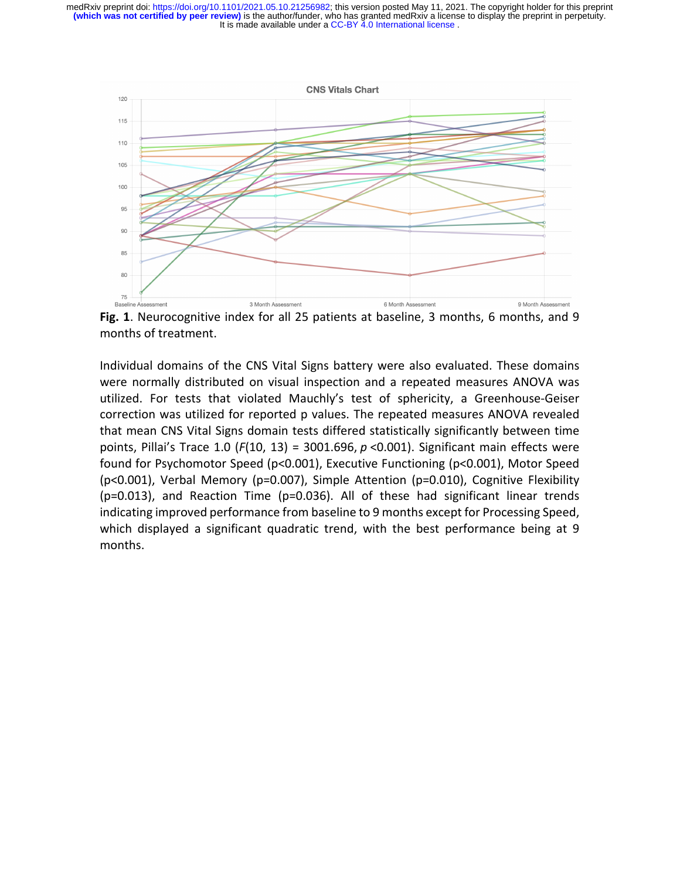**Fig. 1**. Neurocognitive index for all 25 patients at baseline, 3 months, 6 months, and 9 months of treatment.

Individual domains of the CNS Vital Signs battery were also evaluated. These domains were normally distributed on visual inspection and a repeated measures ANOVA was utilized. For tests that violated Mauchly's test of sphericity, a Greenhouse-Geiser correction was utilized for reported p values. The repeated measures ANOVA revealed that mean CNS Vital Signs domain tests differed statistically significantly between time points, Pillai's Trace 1.0 ($F(10, 13) = 3001.696$, $p < 0.001$). Significant main effects were found for Psychomotor Speed ($p<0.001$), Executive Functioning ($p<0.001$), Motor Speed ($p<0.001$), Verbal Memory ($p=0.007$), Simple Attention ($p=0.010$), Cognitive Flexibility ($p=0.013$), and Reaction Time ($p=0.036$). All of these had significant linear trends indicating improved performance from baseline to 9 months except for Processing Speed, which displayed a significant quadratic trend, with the best performance being at 9 months.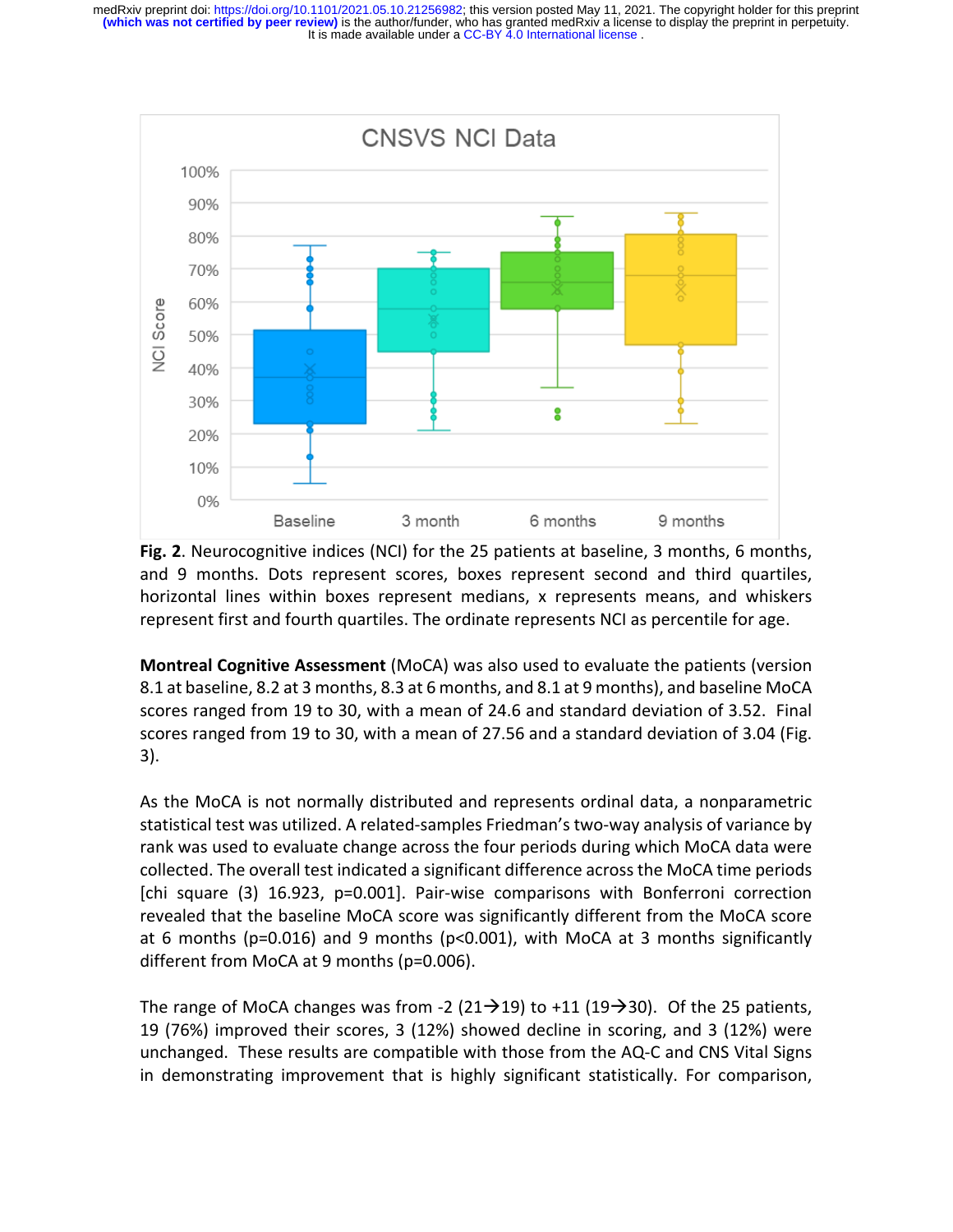**Fig. 2**. Neurocognitive indices (NCI) for the 25 patients at baseline, 3 months, 6 months, and 9 months. Dots represent scores, boxes represent second and third quartiles, horizontal lines within boxes represent medians, x represents means, and whiskers represent first and fourth quartiles. The ordinate represents NCI as percentile for age.

**Montreal Cognitive Assessment** (MoCA) was also used to evaluate the patients (version 8.1 at baseline, 8.2 at 3 months, 8.3 at 6 months, and 8.1 at 9 months), and baseline MoCA scores ranged from 19 to 30, with a mean of 24.6 and standard deviation of 3.52. Final scores ranged from 19 to 30, with a mean of 27.56 and a standard deviation of 3.04 (Fig. 3).

As the MoCA is not normally distributed and represents ordinal data, a nonparametric statistical test was utilized. A related-samples Friedman's two-way analysis of variance by rank was used to evaluate change across the four periods during which MoCA data were collected. The overall test indicated a significant difference across the MoCA time periods [chi square (3) 16.923, p=0.001]. Pair-wise comparisons with Bonferroni correction revealed that the baseline MoCA score was significantly different from the MoCA score at 6 months (p=0.016) and 9 months (p<0.001), with MoCA at 3 months significantly different from MoCA at 9 months (p=0.006).

The range of MoCA changes was from -2 (21→19) to +11 (19→30). Of the 25 patients, 19 (76%) improved their scores, 3 (12%) showed decline in scoring, and 3 (12%) were unchanged. These results are compatible with those from the AQ-C and CNS Vital Signs in demonstrating improvement that is highly significant statistically. For comparison,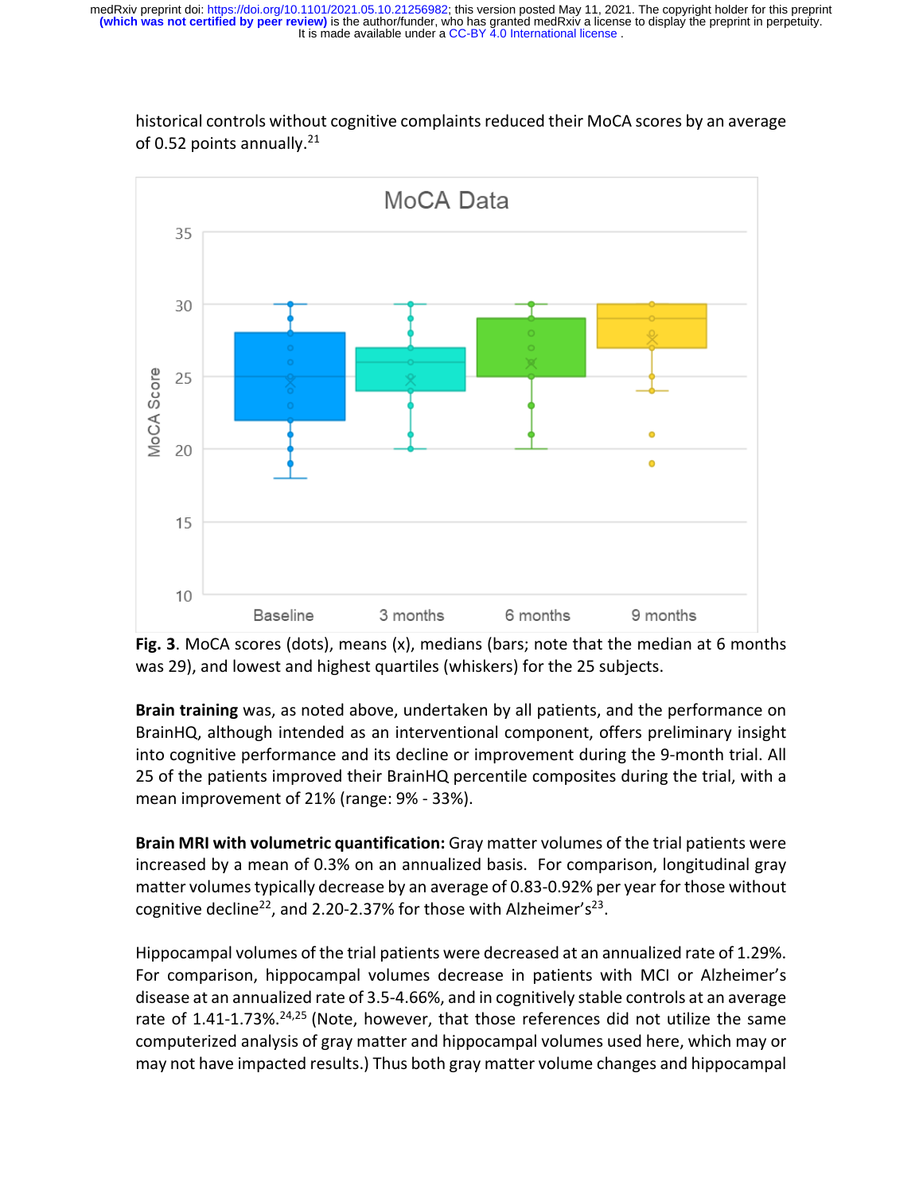historical controls without cognitive complaints reduced their MoCA scores by an average of 0.52 points annually.[21]

**Fig. 3**. MoCA scores (dots), means (x), medians (bars; note that the median at 6 months was 29), and lowest and highest quartiles (whiskers) for the 25 subjects.

**Brain training** was, as noted above, undertaken by all patients, and the performance on BrainHQ, although intended as an interventional component, offers preliminary insight into cognitive performance and its decline or improvement during the 9-month trial. All 25 of the patients improved their BrainHQ percentile composites during the trial, with a mean improvement of 21% (range: 9% - 33%).

**Brain MRI with volumetric quantification:** Gray matter volumes of the trial patients were increased by a mean of 0.3% on an annualized basis. For comparison, longitudinal gray matter volumes typically decrease by an average of 0.83-0.92% per year for those without cognitive decline[22], and 2.20-2.37% for those with Alzheimer's[23].

Hippocampal volumes of the trial patients were decreased at an annualized rate of 1.29%. For comparison, hippocampal volumes decrease in patients with MCI or Alzheimer's disease at an annualized rate of 3.5-4.66%, and in cognitively stable controls at an average rate of 1.41-1.73%.[24,25] (Note, however, that those references did not utilize the same computerized analysis of gray matter and hippocampal volumes used here, which may or may not have impacted results.) Thus both gray matter volume changes and hippocampal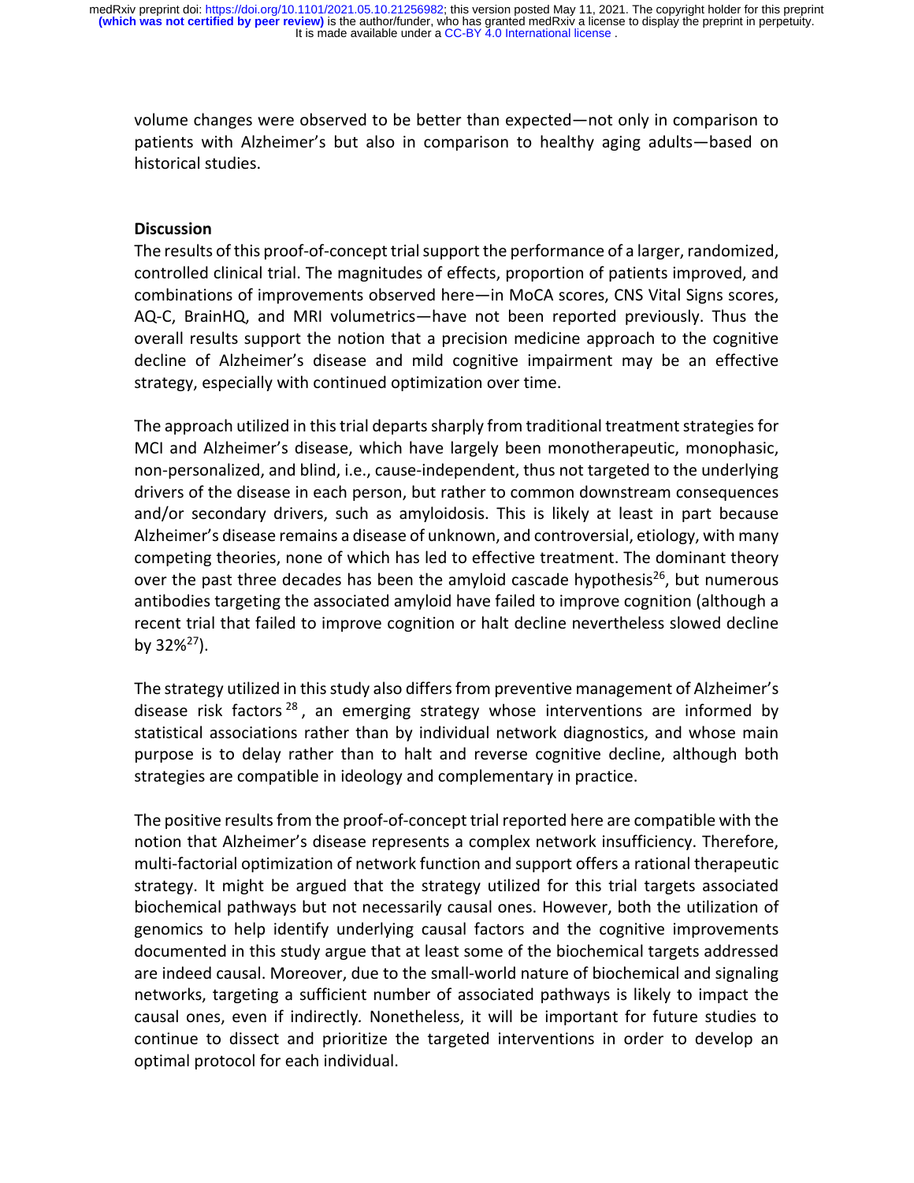volume changes were observed to be better than expected—not only in comparison to patients with Alzheimer's but also in comparison to healthy aging adults—based on historical studies.

## Discussion

The results of this proof-of-concept trial support the performance of a larger, randomized, controlled clinical trial. The magnitudes of effects, proportion of patients improved, and combinations of improvements observed here—in MoCA scores, CNS Vital Signs scores, AQ-C, BrainHQ, and MRI volumetrics—have not been reported previously. Thus the overall results support the notion that a precision medicine approach to the cognitive decline of Alzheimer's disease and mild cognitive impairment may be an effective strategy, especially with continued optimization over time.

The approach utilized in this trial departs sharply from traditional treatment strategies for MCI and Alzheimer's disease, which have largely been monotherapeutic, monophasic, non-personalized, and blind, i.e., cause-independent, thus not targeted to the underlying drivers of the disease in each person, but rather to common downstream consequences and/or secondary drivers, such as amyloidosis. This is likely at least in part because Alzheimer's disease remains a disease of unknown, and controversial, etiology, with many competing theories, none of which has led to effective treatment. The dominant theory over the past three decades has been the amyloid cascade hypothesis[26], but numerous antibodies targeting the associated amyloid have failed to improve cognition (although a recent trial that failed to improve cognition or halt decline nevertheless slowed decline by 32%[27]).

The strategy utilized in this study also differs from preventive management of Alzheimer's disease risk factors[28], an emerging strategy whose interventions are informed by statistical associations rather than by individual network diagnostics, and whose main purpose is to delay rather than to halt and reverse cognitive decline, although both strategies are compatible in ideology and complementary in practice.

The positive results from the proof-of-concept trial reported here are compatible with the notion that Alzheimer's disease represents a complex network insufficiency. Therefore, multi-factorial optimization of network function and support offers a rational therapeutic strategy. It might be argued that the strategy utilized for this trial targets associated biochemical pathways but not necessarily causal ones. However, both the utilization of genomics to help identify underlying causal factors and the cognitive improvements documented in this study argue that at least some of the biochemical targets addressed are indeed causal. Moreover, due to the small-world nature of biochemical and signaling networks, targeting a sufficient number of associated pathways is likely to impact the causal ones, even if indirectly. Nonetheless, it will be important for future studies to continue to dissect and prioritize the targeted interventions in order to develop an optimal protocol for each individual.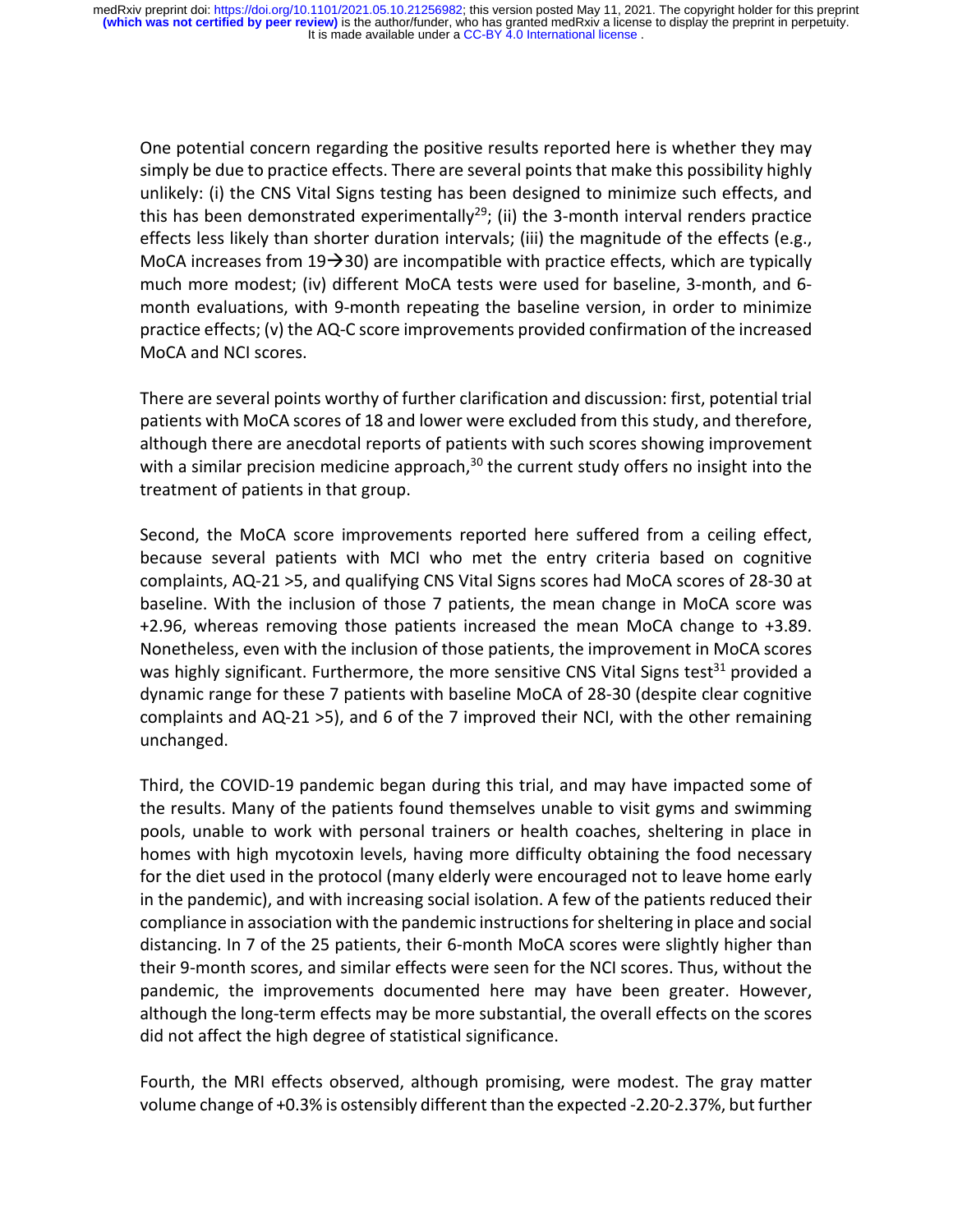One potential concern regarding the positive results reported here is whether they may simply be due to practice effects. There are several points that make this possibility highly unlikely: (i) the CNS Vital Signs testing has been designed to minimize such effects, and this has been demonstrated experimentally[29]; (ii) the 3-month interval renders practice effects less likely than shorter duration intervals; (iii) the magnitude of the effects (e.g., MoCA increases from 19→30) are incompatible with practice effects, which are typically much more modest; (iv) different MoCA tests were used for baseline, 3-month, and 6-month evaluations, with 9-month repeating the baseline version, in order to minimize practice effects; (v) the AQ-C score improvements provided confirmation of the increased MoCA and NCI scores.

There are several points worthy of further clarification and discussion: first, potential trial patients with MoCA scores of 18 and lower were excluded from this study, and therefore, although there are anecdotal reports of patients with such scores showing improvement with a similar precision medicine approach,[30] the current study offers no insight into the treatment of patients in that group.

Second, the MoCA score improvements reported here suffered from a ceiling effect, because several patients with MCI who met the entry criteria based on cognitive complaints, AQ-21 >5, and qualifying CNS Vital Signs scores had MoCA scores of 28-30 at baseline. With the inclusion of those 7 patients, the mean change in MoCA score was +2.96, whereas removing those patients increased the mean MoCA change to +3.89. Nonetheless, even with the inclusion of those patients, the improvement in MoCA scores was highly significant. Furthermore, the more sensitive CNS Vital Signs test[31] provided a dynamic range for these 7 patients with baseline MoCA of 28-30 (despite clear cognitive complaints and AQ-21 >5), and 6 of the 7 improved their NCI, with the other remaining unchanged.

Third, the COVID-19 pandemic began during this trial, and may have impacted some of the results. Many of the patients found themselves unable to visit gyms and swimming pools, unable to work with personal trainers or health coaches, sheltering in place in homes with high mycotoxin levels, having more difficulty obtaining the food necessary for the diet used in the protocol (many elderly were encouraged not to leave home early in the pandemic), and with increasing social isolation. A few of the patients reduced their compliance in association with the pandemic instructions for sheltering in place and social distancing. In 7 of the 25 patients, their 6-month MoCA scores were slightly higher than their 9-month scores, and similar effects were seen for the NCI scores. Thus, without the pandemic, the improvements documented here may have been greater. However, although the long-term effects may be more substantial, the overall effects on the scores did not affect the high degree of statistical significance.

Fourth, the MRI effects observed, although promising, were modest. The gray matter volume change of +0.3% is ostensibly different than the expected -2.20-2.37%, but further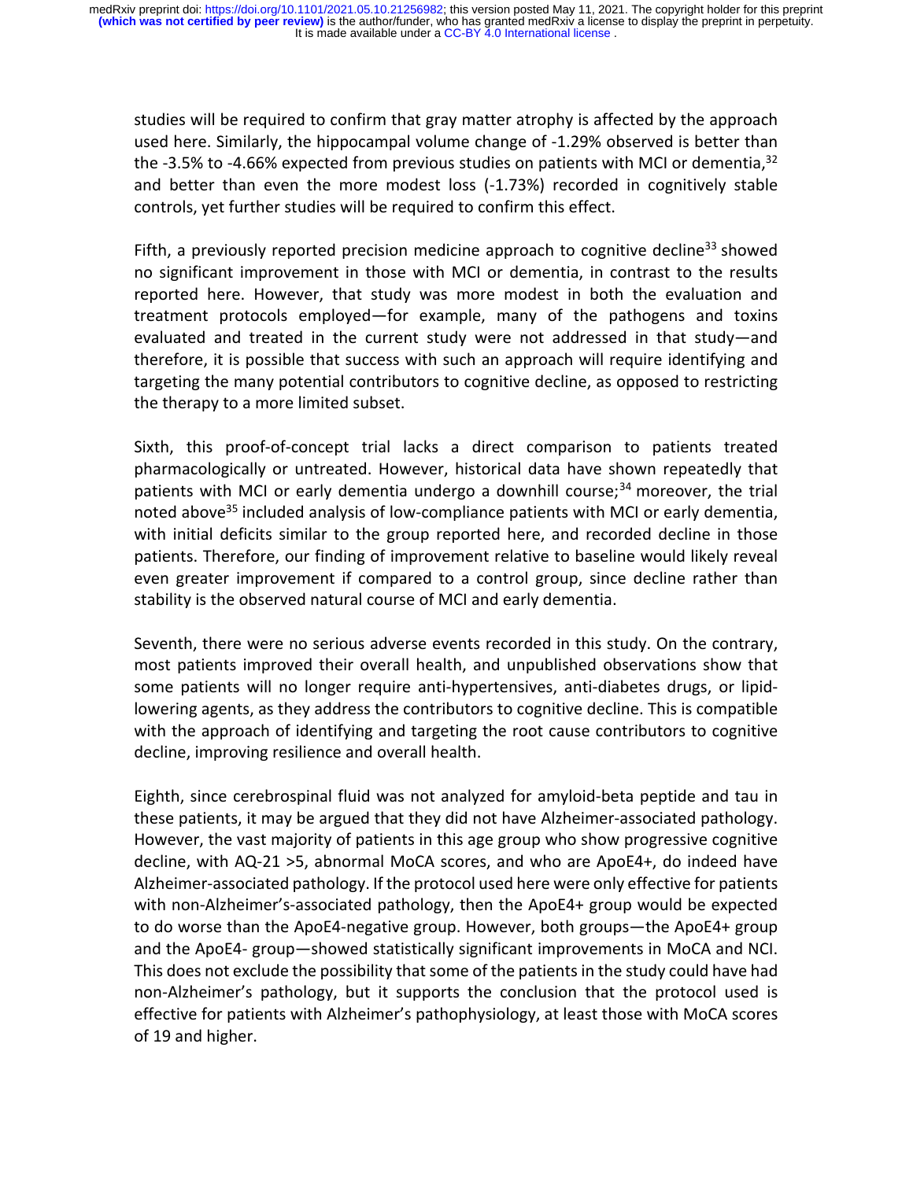studies will be required to confirm that gray matter atrophy is affected by the approach used here. Similarly, the hippocampal volume change of -1.29% observed is better than the -3.5% to -4.66% expected from previous studies on patients with MCI or dementia,[32] and better than even the more modest loss (-1.73%) recorded in cognitively stable controls, yet further studies will be required to confirm this effect.

Fifth, a previously reported precision medicine approach to cognitive decline[33] showed no significant improvement in those with MCI or dementia, in contrast to the results reported here. However, that study was more modest in both the evaluation and treatment protocols employed—for example, many of the pathogens and toxins evaluated and treated in the current study were not addressed in that study—and therefore, it is possible that success with such an approach will require identifying and targeting the many potential contributors to cognitive decline, as opposed to restricting the therapy to a more limited subset.

Sixth, this proof-of-concept trial lacks a direct comparison to patients treated pharmacologically or untreated. However, historical data have shown repeatedly that patients with MCI or early dementia undergo a downhill course;[34] moreover, the trial noted above[35] included analysis of low-compliance patients with MCI or early dementia, with initial deficits similar to the group reported here, and recorded decline in those patients. Therefore, our finding of improvement relative to baseline would likely reveal even greater improvement if compared to a control group, since decline rather than stability is the observed natural course of MCI and early dementia.

Seventh, there were no serious adverse events recorded in this study. On the contrary, most patients improved their overall health, and unpublished observations show that some patients will no longer require anti-hypertensives, anti-diabetes drugs, or lipid-lowering agents, as they address the contributors to cognitive decline. This is compatible with the approach of identifying and targeting the root cause contributors to cognitive decline, improving resilience and overall health.

Eighth, since cerebrospinal fluid was not analyzed for amyloid-beta peptide and tau in these patients, it may be argued that they did not have Alzheimer-associated pathology. However, the vast majority of patients in this age group who show progressive cognitive decline, with AQ-21 >5, abnormal MoCA scores, and who are ApoE4+, do indeed have Alzheimer-associated pathology. If the protocol used here were only effective for patients with non-Alzheimer's-associated pathology, then the ApoE4+ group would be expected to do worse than the ApoE4-negative group. However, both groups—the ApoE4+ group and the ApoE4- group—showed statistically significant improvements in MoCA and NCI. This does not exclude the possibility that some of the patients in the study could have had non-Alzheimer's pathology, but it supports the conclusion that the protocol used is effective for patients with Alzheimer's pathophysiology, at least those with MoCA scores of 19 and higher.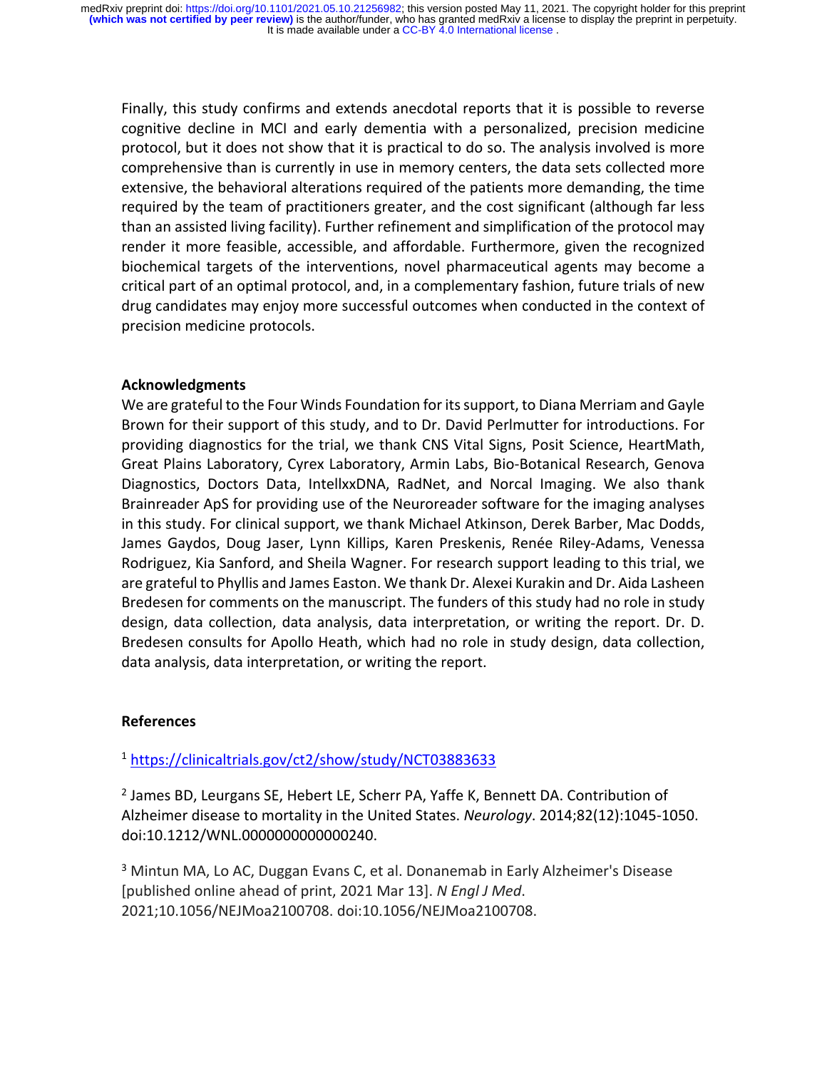Finally, this study confirms and extends anecdotal reports that it is possible to reverse cognitive decline in MCI and early dementia with a personalized, precision medicine protocol, but it does not show that it is practical to do so. The analysis involved is more comprehensive than is currently in use in memory centers, the data sets collected more extensive, the behavioral alterations required of the patients more demanding, the time required by the team of practitioners greater, and the cost significant (although far less than an assisted living facility). Further refinement and simplification of the protocol may render it more feasible, accessible, and affordable. Furthermore, given the recognized biochemical targets of the interventions, novel pharmaceutical agents may become a critical part of an optimal protocol, and, in a complementary fashion, future trials of new drug candidates may enjoy more successful outcomes when conducted in the context of precision medicine protocols.

**Acknowledgments**

We are grateful to the Four Winds Foundation for its support, to Diana Merriam and Gayle Brown for their support of this study, and to Dr. David Perlmutter for introductions. For providing diagnostics for the trial, we thank CNS Vital Signs, Posit Science, HeartMath, Great Plains Laboratory, Cyrex Laboratory, Armin Labs, Bio-Botanical Research, Genova Diagnostics, Doctors Data, IntellxxDNA, RadNet, and Norcal Imaging. We also thank Brainreader ApS for providing use of the Neuroreader software for the imaging analyses in this study. For clinical support, we thank Michael Atkinson, Derek Barber, Mac Dodds, James Gaydos, Doug Jaser, Lynn Killips, Karen Preskenis, Renée Riley-Adams, Venessa Rodriguez, Kia Sanford, and Sheila Wagner. For research support leading to this trial, we are grateful to Phyllis and James Easton. We thank Dr. Alexei Kurakin and Dr. Aida Lasheen Bredesen for comments on the manuscript. The funders of this study had no role in study design, data collection, data analysis, data interpretation, or writing the report. Dr. D. Bredesen consults for Apollo Heath, which had no role in study design, data collection, data analysis, data interpretation, or writing the report.

**References**

[1] https://clinicaltrials.gov/ct2/show/study/NCT03883633

[2] James BD, Leurgans SE, Hebert LE, Scherr PA, Yaffe K, Bennett DA. Contribution of Alzheimer disease to mortality in the United States. *Neurology*. 2014;82(12):1045-1050. doi:10.1212/WNL.0000000000000240.

[3] Mintun MA, Lo AC, Duggan Evans C, et al. Donanemab in Early Alzheimer's Disease [published online ahead of print, 2021 Mar 13]. *N Engl J Med*. 2021;10.1056/NEJMoa2100708. doi:10.1056/NEJMoa2100708.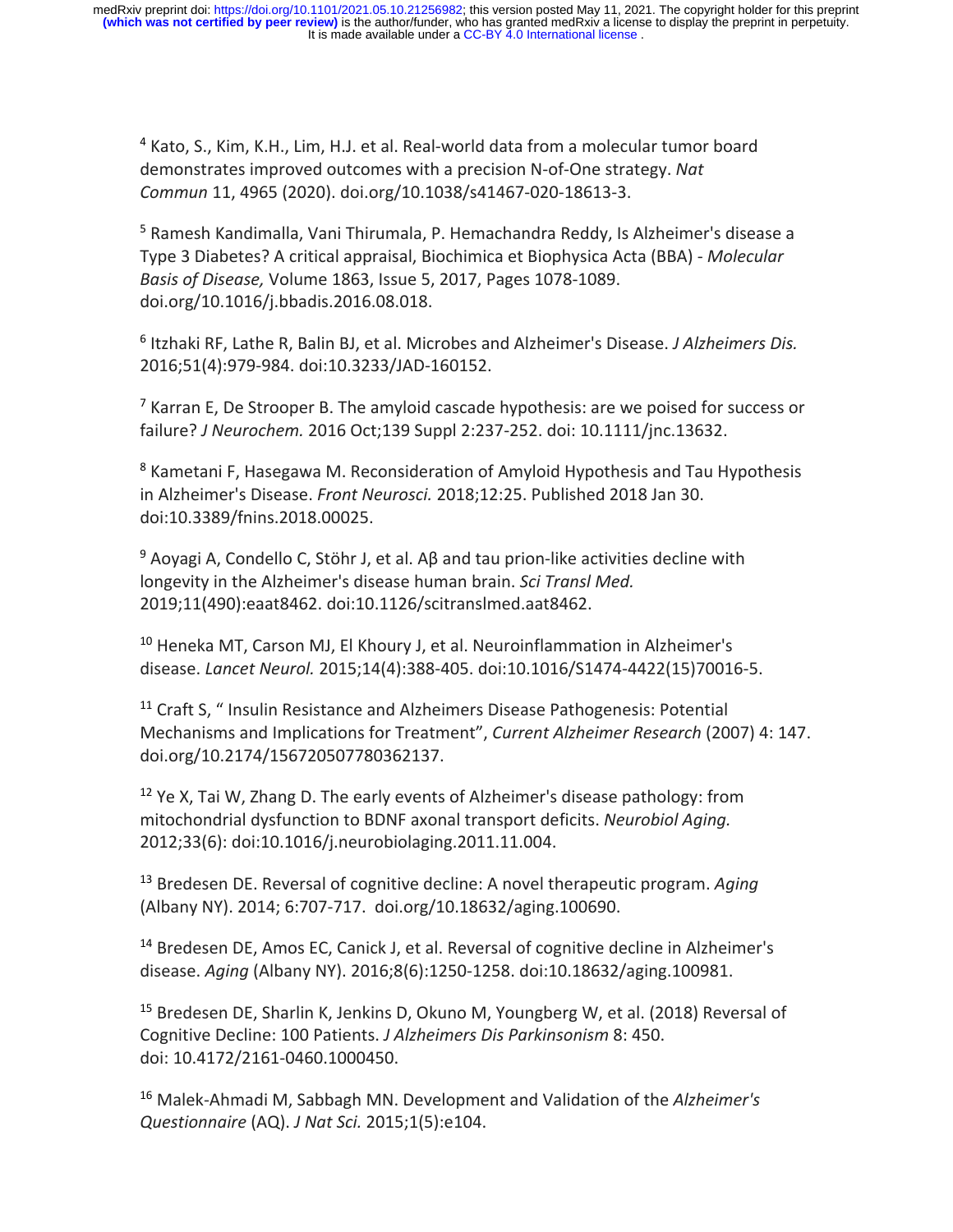[4] Kato, S., Kim, K.H., Lim, H.J. et al. Real-world data from a molecular tumor board demonstrates improved outcomes with a precision N-of-One strategy. *Nat Commun* 11, 4965 (2020). doi.org/10.1038/s41467-020-18613-3.

[5] Ramesh Kandimalla, Vani Thirumala, P. Hemachandra Reddy, Is Alzheimer's disease a Type 3 Diabetes? A critical appraisal, Biochimica et Biophysica Acta (BBA) - *Molecular Basis of Disease,* Volume 1863, Issue 5, 2017, Pages 1078-1089. doi.org/10.1016/j.bbadis.2016.08.018.

[6] Itzhaki RF, Lathe R, Balin BJ, et al. Microbes and Alzheimer's Disease. *J Alzheimers Dis.* 2016;51(4):979-984. doi:10.3233/JAD-160152.

[7] Karran E, De Strooper B. The amyloid cascade hypothesis: are we poised for success or failure? *J Neurochem.* 2016 Oct;139 Suppl 2:237-252. doi: 10.1111/jnc.13632.

[8] Kametani F, Hasegawa M. Reconsideration of Amyloid Hypothesis and Tau Hypothesis in Alzheimer's Disease. *Front Neurosci.* 2018;12:25. Published 2018 Jan 30. doi:10.3389/fnins.2018.00025.

[9] Aoyagi A, Condello C, Stöhr J, et al. Aβ and tau prion-like activities decline with longevity in the Alzheimer's disease human brain. *Sci Transl Med.* 2019;11(490):eaat8462. doi:10.1126/scitranslmed.aat8462.

[10] Heneka MT, Carson MJ, El Khoury J, et al. Neuroinflammation in Alzheimer's disease. *Lancet Neurol.* 2015;14(4):388-405. doi:10.1016/S1474-4422(15)70016-5.

[11] Craft S, " Insulin Resistance and Alzheimers Disease Pathogenesis: Potential Mechanisms and Implications for Treatment", *Current Alzheimer Research* (2007) 4: 147. doi.org/10.2174/156720507780362137.

[12] Ye X, Tai W, Zhang D. The early events of Alzheimer's disease pathology: from mitochondrial dysfunction to BDNF axonal transport deficits. *Neurobiol Aging.* 2012;33(6): doi:10.1016/j.neurobiolaging.2011.11.004.

[13] Bredesen DE. Reversal of cognitive decline: A novel therapeutic program. *Aging* (Albany NY). 2014; 6:707-717. doi.org/10.18632/aging.100690.

[14] Bredesen DE, Amos EC, Canick J, et al. Reversal of cognitive decline in Alzheimer's disease. *Aging* (Albany NY). 2016;8(6):1250-1258. doi:10.18632/aging.100981.

[15] Bredesen DE, Sharlin K, Jenkins D, Okuno M, Youngberg W, et al. (2018) Reversal of Cognitive Decline: 100 Patients. *J Alzheimers Dis Parkinsonism* 8: 450. doi: 10.4172/2161-0460.1000450.

[16] Malek-Ahmadi M, Sabbagh MN. Development and Validation of the *Alzheimer's Questionnaire* (AQ). *J Nat Sci.* 2015;1(5):e104.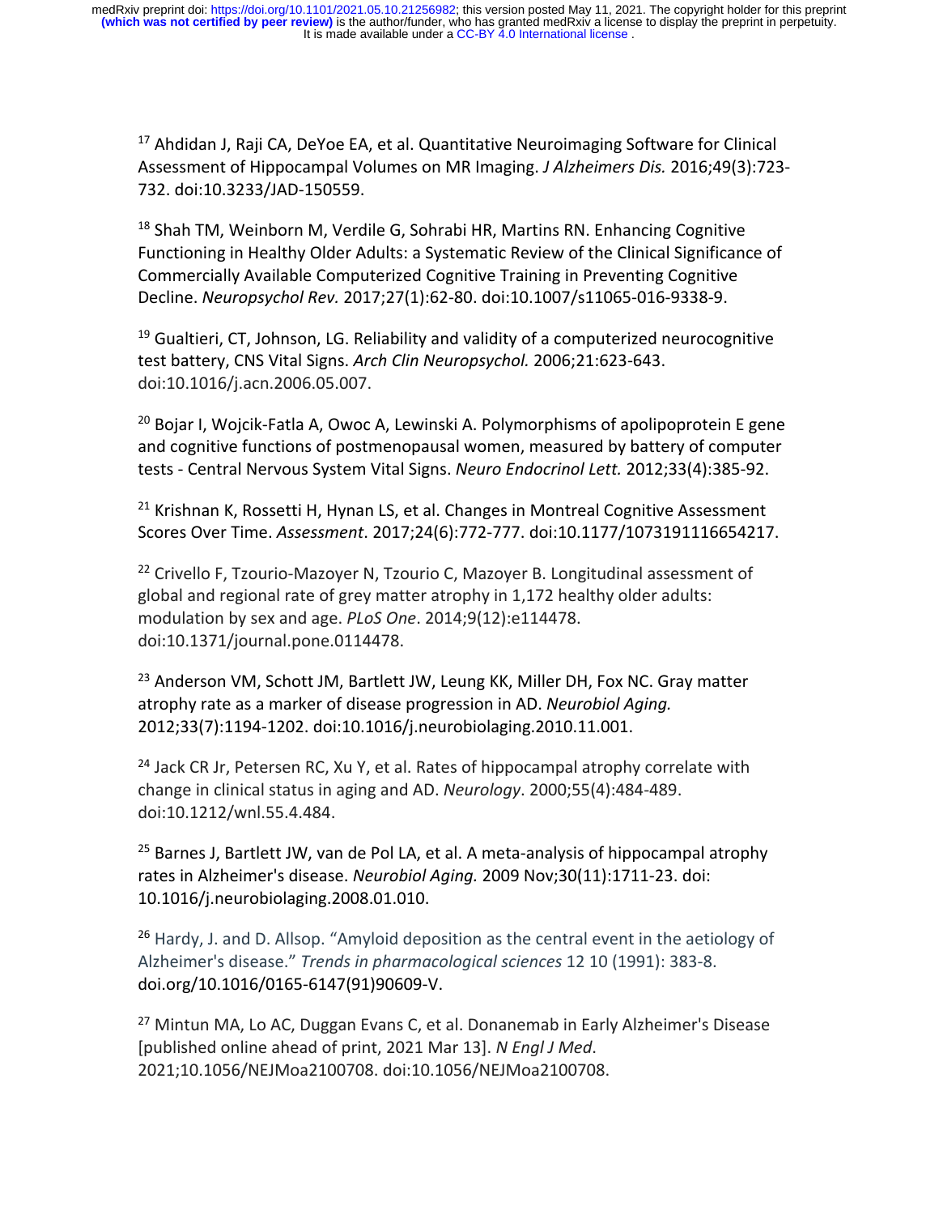[17] Ahdidan J, Raji CA, DeYoe EA, et al. Quantitative Neuroimaging Software for Clinical Assessment of Hippocampal Volumes on MR Imaging. *J Alzheimers Dis.* 2016;49(3):723-732. doi:10.3233/JAD-150559.

[18] Shah TM, Weinborn M, Verdile G, Sohrabi HR, Martins RN. Enhancing Cognitive Functioning in Healthy Older Adults: a Systematic Review of the Clinical Significance of Commercially Available Computerized Cognitive Training in Preventing Cognitive Decline. *Neuropsychol Rev.* 2017;27(1):62-80. doi:10.1007/s11065-016-9338-9.

[19] Gualtieri, CT, Johnson, LG. Reliability and validity of a computerized neurocognitive test battery, CNS Vital Signs. *Arch Clin Neuropsychol.* 2006;21:623-643. doi:10.1016/j.acn.2006.05.007.

[20] Bojar I, Wojcik-Fatla A, Owoc A, Lewinski A. Polymorphisms of apolipoprotein E gene and cognitive functions of postmenopausal women, measured by battery of computer tests - Central Nervous System Vital Signs. *Neuro Endocrinol Lett.* 2012;33(4):385-92.

[21] Krishnan K, Rossetti H, Hynan LS, et al. Changes in Montreal Cognitive Assessment Scores Over Time. *Assessment*. 2017;24(6):772-777. doi:10.1177/1073191116654217.

[22] Crivello F, Tzourio-Mazoyer N, Tzourio C, Mazoyer B. Longitudinal assessment of global and regional rate of grey matter atrophy in 1,172 healthy older adults: modulation by sex and age. *PLoS One*. 2014;9(12):e114478. doi:10.1371/journal.pone.0114478.

[23] Anderson VM, Schott JM, Bartlett JW, Leung KK, Miller DH, Fox NC. Gray matter atrophy rate as a marker of disease progression in AD. *Neurobiol Aging.* 2012;33(7):1194-1202. doi:10.1016/j.neurobiolaging.2010.11.001.

[24] Jack CR Jr, Petersen RC, Xu Y, et al. Rates of hippocampal atrophy correlate with change in clinical status in aging and AD. *Neurology*. 2000;55(4):484-489. doi:10.1212/wnl.55.4.484.

[25] Barnes J, Bartlett JW, van de Pol LA, et al. A meta-analysis of hippocampal atrophy rates in Alzheimer's disease. *Neurobiol Aging.* 2009 Nov;30(11):1711-23. doi: 10.1016/j.neurobiolaging.2008.01.010.

[26] Hardy, J. and D. Allsop. "Amyloid deposition as the central event in the aetiology of Alzheimer's disease." *Trends in pharmacological sciences* 12 10 (1991): 383-8. doi.org/10.1016/0165-6147(91)90609-V.

[27] Mintun MA, Lo AC, Duggan Evans C, et al. Donanemab in Early Alzheimer's Disease [published online ahead of print, 2021 Mar 13]. *N Engl J Med*. 2021;10.1056/NEJMoa2100708. doi:10.1056/NEJMoa2100708.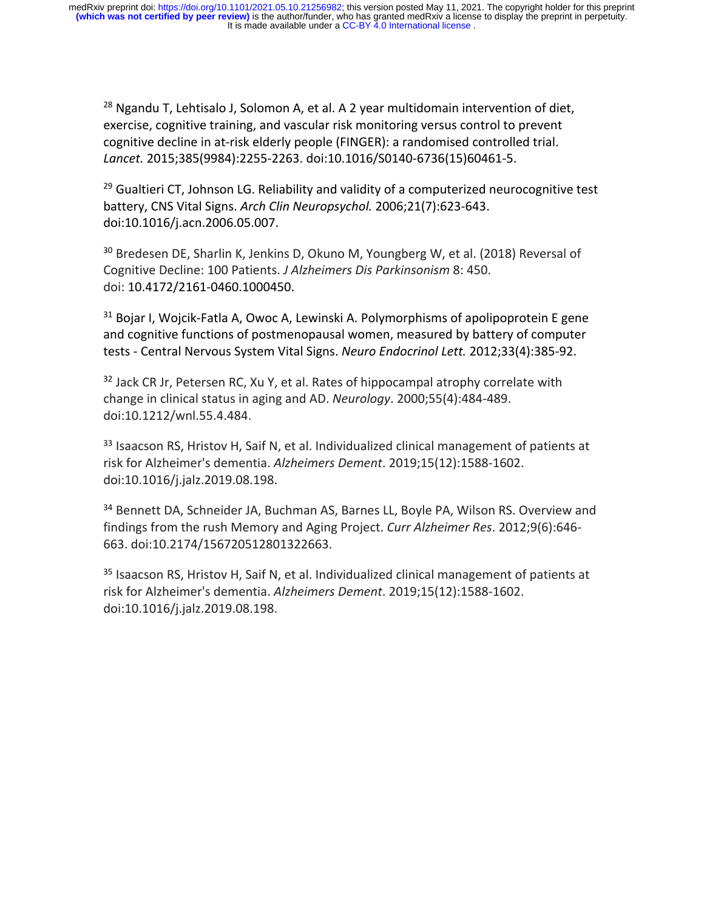[28] Ngandu T, Lehtisalo J, Solomon A, et al. A 2 year multidomain intervention of diet, exercise, cognitive training, and vascular risk monitoring versus control to prevent cognitive decline in at-risk elderly people (FINGER): a randomised controlled trial. *Lancet.* 2015;385(9984):2255-2263. doi:10.1016/S0140-6736(15)60461-5.

[29] Gualtieri CT, Johnson LG. Reliability and validity of a computerized neurocognitive test battery, CNS Vital Signs. *Arch Clin Neuropsychol.* 2006;21(7):623-643. doi:10.1016/j.acn.2006.05.007.

[30] Bredesen DE, Sharlin K, Jenkins D, Okuno M, Youngberg W, et al. (2018) Reversal of Cognitive Decline: 100 Patients. *J Alzheimers Dis Parkinsonism* 8: 450. doi: 10.4172/2161-0460.1000450.

[31] Bojar I, Wojcik-Fatla A, Owoc A, Lewinski A. Polymorphisms of apolipoprotein E gene and cognitive functions of postmenopausal women, measured by battery of computer tests - Central Nervous System Vital Signs. *Neuro Endocrinol Lett.* 2012;33(4):385-92.

[32] Jack CR Jr, Petersen RC, Xu Y, et al. Rates of hippocampal atrophy correlate with change in clinical status in aging and AD. *Neurology*. 2000;55(4):484-489. doi:10.1212/wnl.55.4.484.

[33] Isaacson RS, Hristov H, Saif N, et al. Individualized clinical management of patients at risk for Alzheimer's dementia. *Alzheimers Dement*. 2019;15(12):1588-1602. doi:10.1016/j.jalz.2019.08.198.

[34] Bennett DA, Schneider JA, Buchman AS, Barnes LL, Boyle PA, Wilson RS. Overview and findings from the rush Memory and Aging Project. *Curr Alzheimer Res*. 2012;9(6):646-663. doi:10.2174/156720512801322663.

[35] Isaacson RS, Hristov H, Saif N, et al. Individualized clinical management of patients at risk for Alzheimer's dementia. *Alzheimers Dement*. 2019;15(12):1588-1602. doi:10.1016/j.jalz.2019.08.198.